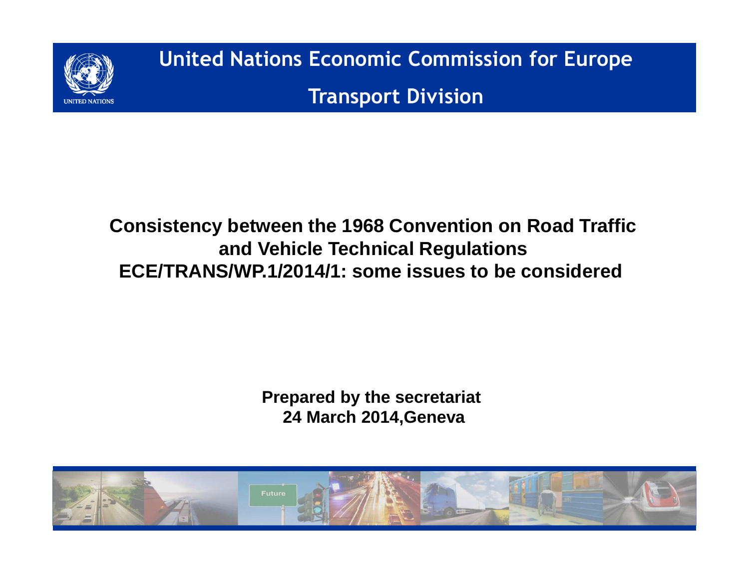United Nations Economic Commission for Europe

Transport Division

# Consistency between the 1968 Convention on Road Traffic and Vehicle Technical Regulations ECE/TRANS/WP.1/2014/1: some issues to be considered

**Prepared by the secretariat**
**24 March 2014,Geneva**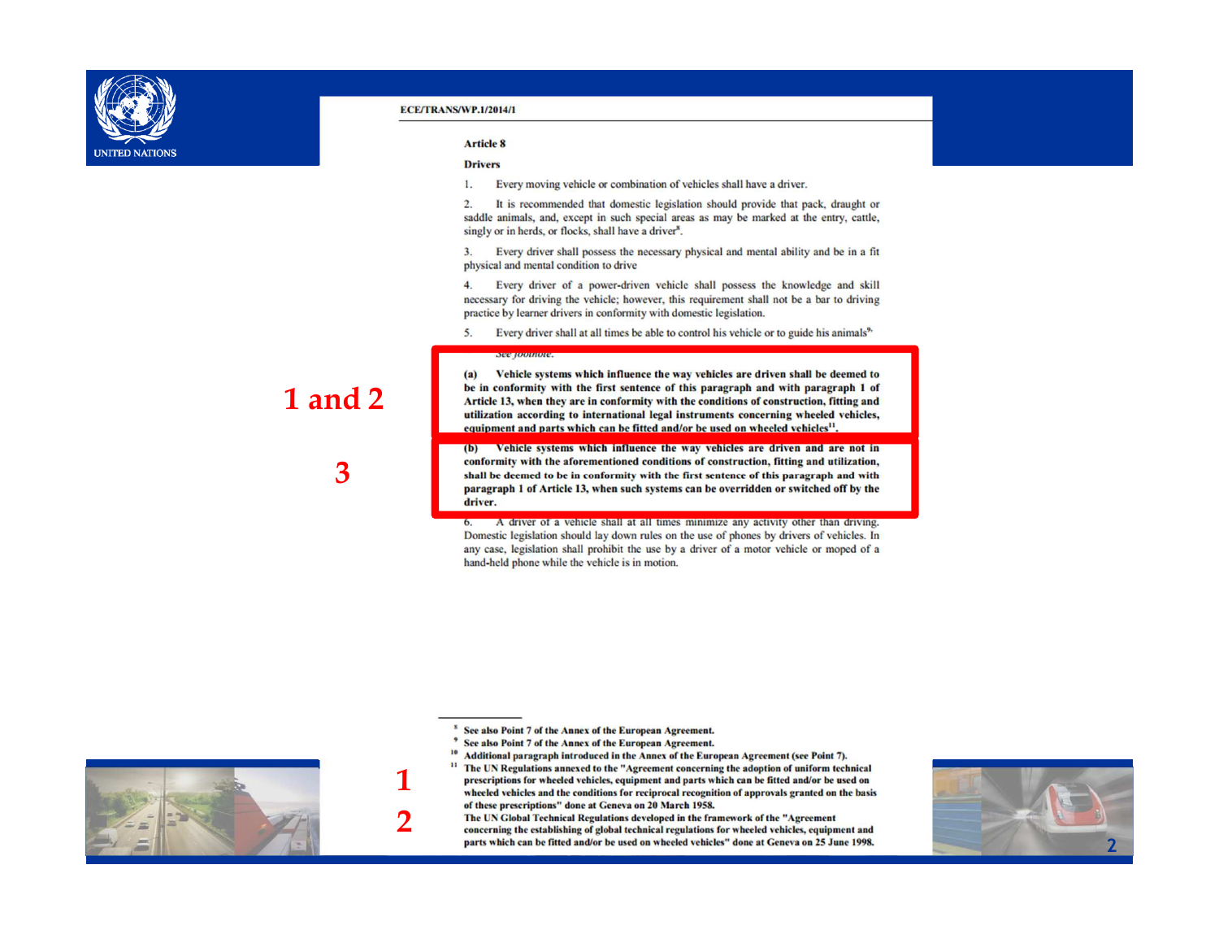ECE/TRANS/WP.1/2014/1

**Article 8**

**Drivers**

1. Every moving vehicle or combination of vehicles shall have a driver.

2. It is recommended that domestic legislation should provide that pack, draught or saddle animals, and, except in such special areas as may be marked at the entry, cattle, singly or in herds, or flocks, shall have a driver[8].

3. Every driver shall possess the necessary physical and mental ability and be in a fit physical and mental condition to drive

4. Every driver of a power-driven vehicle shall possess the knowledge and skill necessary for driving the vehicle; however, this requirement shall not be a bar to driving practice by learner drivers in conformity with domestic legislation.

5. Every driver shall at all times be able to control his vehicle or to guide his animals[9].

See footnote.

1 and 2

**(a) Vehicle systems which influence the way vehicles are driven shall be deemed to be in conformity with the first sentence of this paragraph and with paragraph 1 of Article 13, when they are in conformity with the conditions of construction, fitting and utilization according to international legal instruments concerning wheeled vehicles, equipment and parts which can be fitted and/or be used on wheeled vehicles[11].**

3

**(b) Vehicle systems which influence the way vehicles are driven and are not in conformity with the aforementioned conditions of construction, fitting and utilization, shall be deemed to be in conformity with the first sentence of this paragraph and with paragraph 1 of Article 13, when such systems can be overridden or switched off by the driver.**

6. A driver of a vehicle shall at all times minimize any activity other than driving. Domestic legislation should lay down rules on the use of phones by drivers of vehicles. In any case, legislation shall prohibit the use by a driver of a motor vehicle or moped of a hand-held phone while the vehicle is in motion.

---

[8] See also Point 7 of the Annex of the European Agreement.

[9] See also Point 7 of the Annex of the European Agreement.

[10] Additional paragraph introduced in the Annex of the European Agreement (see Point 7).

[11] 1 The UN Regulations annexed to the "Agreement concerning the adoption of uniform technical prescriptions for wheeled vehicles, equipment and parts which can be fitted and/or be used on wheeled vehicles and the conditions for reciprocal recognition of approvals granted on the basis of these prescriptions" done at Geneva on 20 March 1958.

2 The UN Global Technical Regulations developed in the framework of the "Agreement concerning the establishing of global technical regulations for wheeled vehicles, equipment and parts which can be fitted and/or be used on wheeled vehicles" done at Geneva on 25 June 1998.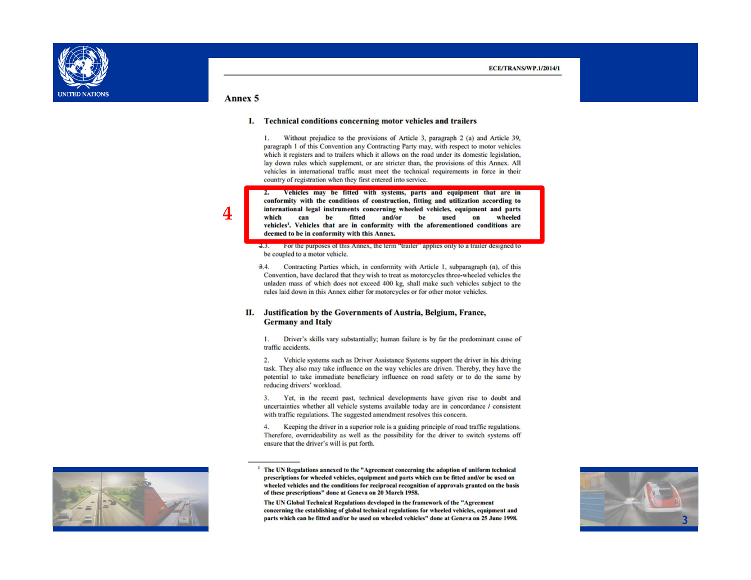ECE/TRANS/WP.1/2014/1

# Annex 5

## I. Technical conditions concerning motor vehicles and trailers

1. Without prejudice to the provisions of Article 3, paragraph 2 (a) and Article 39, paragraph 1 of this Convention any Contracting Party may, with respect to motor vehicles which it registers and to trailers which it allows on the road under its domestic legislation, lay down rules which supplement, or are stricter than, the provisions of this Annex. All vehicles in international traffic must meet the technical requirements in force in their country of registration when they first entered into service.

4

**2. Vehicles may be fitted with systems, parts and equipment that are in conformity with the conditions of construction, fitting and utilization according to international legal instruments concerning wheeled vehicles, equipment and parts which can be fitted and/or be used on wheeled vehicles[1]. Vehicles that are in conformity with the aforementioned conditions are deemed to be in conformity with this Annex.**

~~2.~~3. For the purposes of this Annex, the term "trailer" applies only to a trailer designed to be coupled to a motor vehicle.

~~3.~~4. Contracting Parties which, in conformity with Article 1, subparagraph (n), of this Convention, have declared that they wish to treat as motorcycles three-wheeled vehicles the unladen mass of which does not exceed 400 kg, shall make such vehicles subject to the rules laid down in this Annex either for motorcycles or for other motor vehicles.

## II. Justification by the Governments of Austria, Belgium, France, Germany and Italy

1. Driver's skills vary substantially; human failure is by far the predominant cause of traffic accidents.

2. Vehicle systems such as Driver Assistance Systems support the driver in his driving task. They also may take influence on the way vehicles are driven. Thereby, they have the potential to take immediate beneficiary influence on road safety or to do the same by reducing drivers' workload.

3. Yet, in the recent past, technical developments have given rise to doubt and uncertainties whether all vehicle systems available today are in concordance / consistent with traffic regulations. The suggested amendment resolves this concern.

4. Keeping the driver in a superior role is a guiding principle of road traffic regulations. Therefore, overrideability as well as the possibility for the driver to switch systems off ensure that the driver's will is put forth.

---

[1] **The UN Regulations annexed to the "Agreement concerning the adoption of uniform technical prescriptions for wheeled vehicles, equipment and parts which can be fitted and/or be used on wheeled vehicles and the conditions for reciprocal recognition of approvals granted on the basis of these prescriptions" done at Geneva on 20 March 1958.**

**The UN Global Technical Regulations developed in the framework of the "Agreement concerning the establishing of global technical regulations for wheeled vehicles, equipment and parts which can be fitted and/or be used on wheeled vehicles" done at Geneva on 25 June 1998.**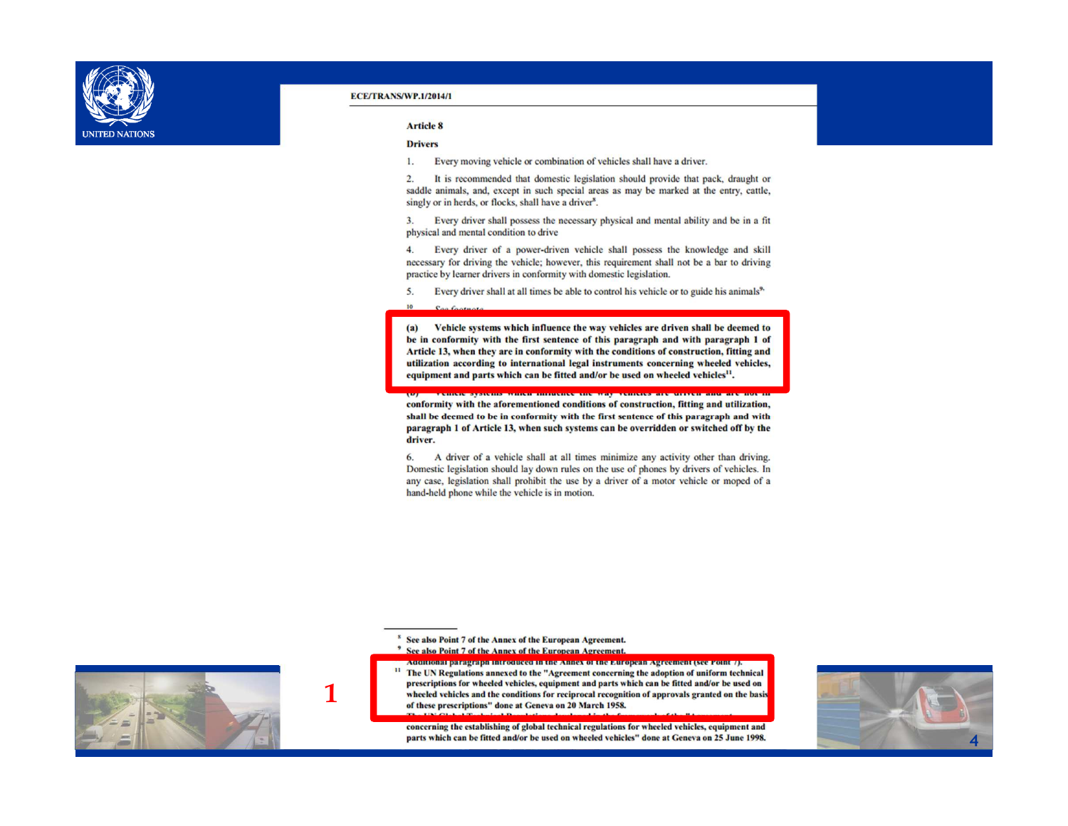ECE/TRANS/WP.1/2014/1

**Article 8**

**Drivers**

1. Every moving vehicle or combination of vehicles shall have a driver.

2. It is recommended that domestic legislation should provide that pack, draught or saddle animals, and, except in such special areas as may be marked at the entry, cattle, singly or in herds, or flocks, shall have a driver[8].

3. Every driver shall possess the necessary physical and mental ability and be in a fit physical and mental condition to drive

4. Every driver of a power-driven vehicle shall possess the knowledge and skill necessary for driving the vehicle; however, this requirement shall not be a bar to driving practice by learner drivers in conformity with domestic legislation.

5. Every driver shall at all times be able to control his vehicle or to guide his animals[9].

[10] See footnote

**(a) Vehicle systems which influence the way vehicles are driven shall be deemed to be in conformity with the first sentence of this paragraph and with paragraph 1 of Article 13, when they are in conformity with the conditions of construction, fitting and utilization according to international legal instruments concerning wheeled vehicles, equipment and parts which can be fitted and/or be used on wheeled vehicles[11].**

**(b) Vehicle systems which influence the way vehicles are driven and are not in conformity with the aforementioned conditions of construction, fitting and utilization, shall be deemed to be in conformity with the first sentence of this paragraph and with paragraph 1 of Article 13, when such systems can be overridden or switched off by the driver.**

6. A driver of a vehicle shall at all times minimize any activity other than driving. Domestic legislation should lay down rules on the use of phones by drivers of vehicles. In any case, legislation shall prohibit the use by a driver of a motor vehicle or moped of a hand-held phone while the vehicle is in motion.

1

---

[8] See also Point 7 of the Annex of the European Agreement.

[9] See also Point 7 of the Annex of the European Agreement.

[10] Additional paragraph introduced in the Annex of the European Agreement (see Point 7).

[11] The UN Regulations annexed to the "Agreement concerning the adoption of uniform technical prescriptions for wheeled vehicles, equipment and parts which can be fitted and/or be used on wheeled vehicles and the conditions for reciprocal recognition of approvals granted on the basis of these prescriptions" done at Geneva on 20 March 1958.
The UN Global Technical Regulations developed in the framework of the "Agreement concerning the establishing of global technical regulations for wheeled vehicles, equipment and parts which can be fitted and/or be used on wheeled vehicles" done at Geneva on 25 June 1998.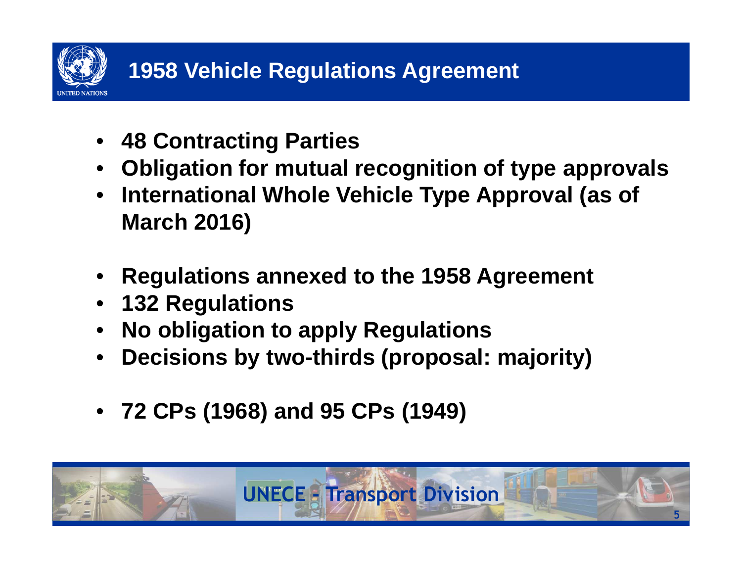# 1958 Vehicle Regulations Agreement

- **48 Contracting Parties**
- **Obligation for mutual recognition of type approvals**
- **International Whole Vehicle Type Approval (as of March 2016)**

- **Regulations annexed to the 1958 Agreement**
- **132 Regulations**
- **No obligation to apply Regulations**
- **Decisions by two-thirds (proposal: majority)**

- **72 CPs (1968) and 95 CPs (1949)**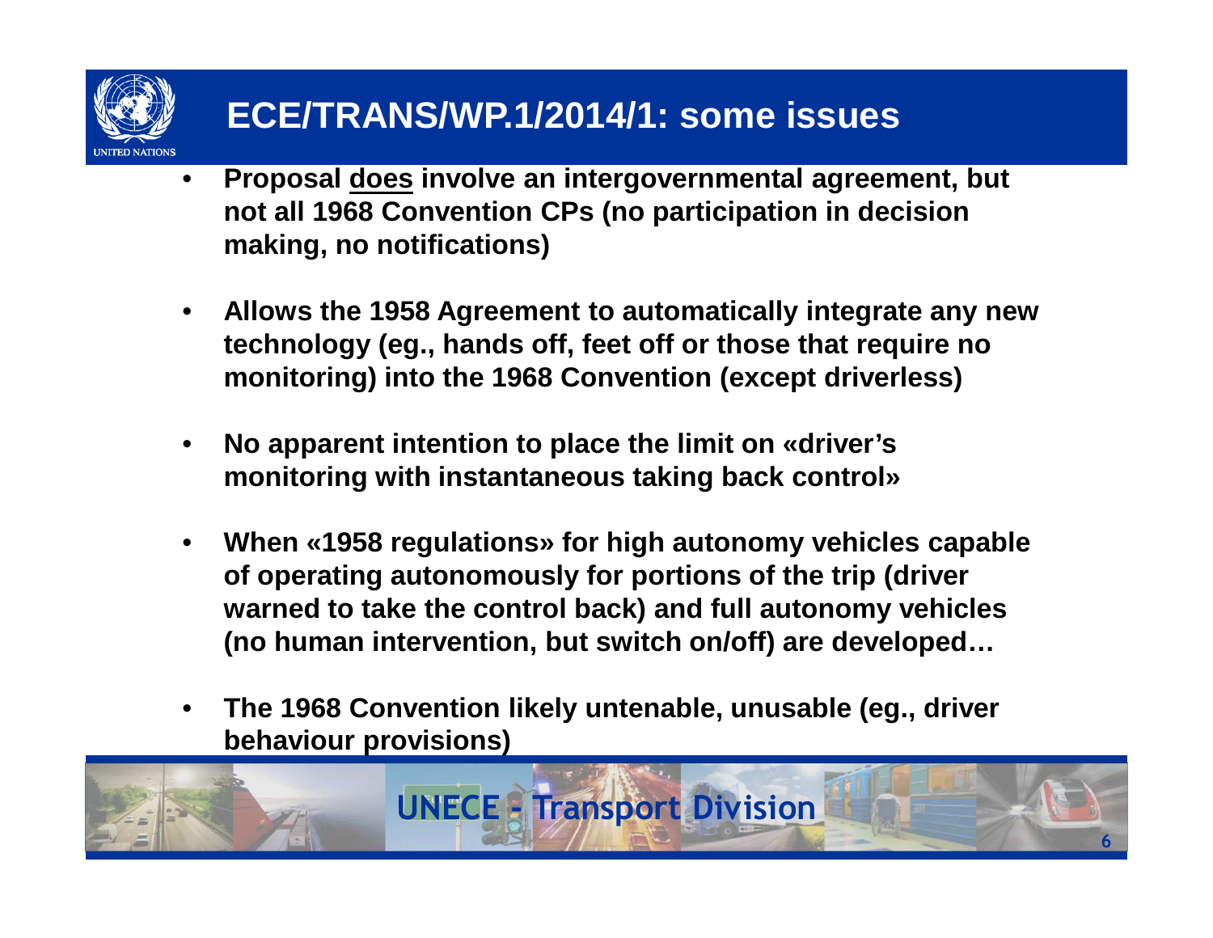# ECE/TRANS/WP.1/2014/1: some issues

- **Proposal <u>does</u> involve an intergovernmental agreement, but not all 1968 Convention CPs (no participation in decision making, no notifications)**

- **Allows the 1958 Agreement to automatically integrate any new technology (eg., hands off, feet off or those that require no monitoring) into the 1968 Convention (except driverless)**

- **No apparent intention to place the limit on «driver's monitoring with instantaneous taking back control»**

- **When «1958 regulations» for high autonomy vehicles capable of operating autonomously for portions of the trip (driver warned to take the control back) and full autonomy vehicles (no human intervention, but switch on/off) are developed…**

- **The 1968 Convention likely untenable, unusable (eg., driver behaviour provisions)**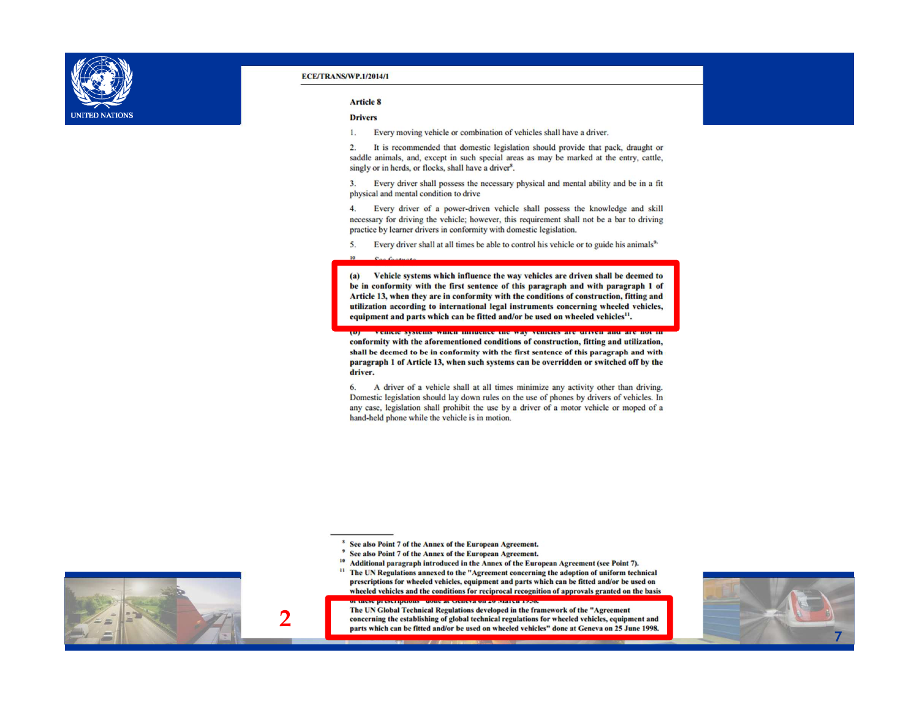ECE/TRANS/WP.1/2014/1

**Article 8**

**Drivers**

1. Every moving vehicle or combination of vehicles shall have a driver.

2. It is recommended that domestic legislation should provide that pack, draught or saddle animals, and, except in such special areas as may be marked at the entry, cattle, singly or in herds, or flocks, shall have a driver[8].

3. Every driver shall possess the necessary physical and mental ability and be in a fit physical and mental condition to drive

4. Every driver of a power-driven vehicle shall possess the knowledge and skill necessary for driving the vehicle; however, this requirement shall not be a bar to driving practice by learner drivers in conformity with domestic legislation.

5. Every driver shall at all times be able to control his vehicle or to guide his animals[9].

[10] See footnote

**(a) Vehicle systems which influence the way vehicles are driven shall be deemed to be in conformity with the first sentence of this paragraph and with paragraph 1 of Article 13, when they are in conformity with the conditions of construction, fitting and utilization according to international legal instruments concerning wheeled vehicles, equipment and parts which can be fitted and/or be used on wheeled vehicles[11].**

**(b) Vehicle systems which influence the way vehicles are driven and are not in conformity with the aforementioned conditions of construction, fitting and utilization, shall be deemed to be in conformity with the first sentence of this paragraph and with paragraph 1 of Article 13, when such systems can be overridden or switched off by the driver.**

6. A driver of a vehicle shall at all times minimize any activity other than driving. Domestic legislation should lay down rules on the use of phones by drivers of vehicles. In any case, legislation shall prohibit the use by a driver of a motor vehicle or moped of a hand-held phone while the vehicle is in motion.

---

[8] See also Point 7 of the Annex of the European Agreement.

[9] See also Point 7 of the Annex of the European Agreement.

[10] Additional paragraph introduced in the Annex of the European Agreement (see Point 7).

[11] The UN Regulations annexed to the "Agreement concerning the adoption of uniform technical prescriptions for wheeled vehicles, equipment and parts which can be fitted and/or be used on wheeled vehicles and the conditions for reciprocal recognition of approvals granted on the basis of these prescriptions" done at Geneva on 20 March 1958.
The UN Global Technical Regulations developed in the framework of the "Agreement concerning the establishing of global technical regulations for wheeled vehicles, equipment and parts which can be fitted and/or be used on wheeled vehicles" done at Geneva on 25 June 1998.

2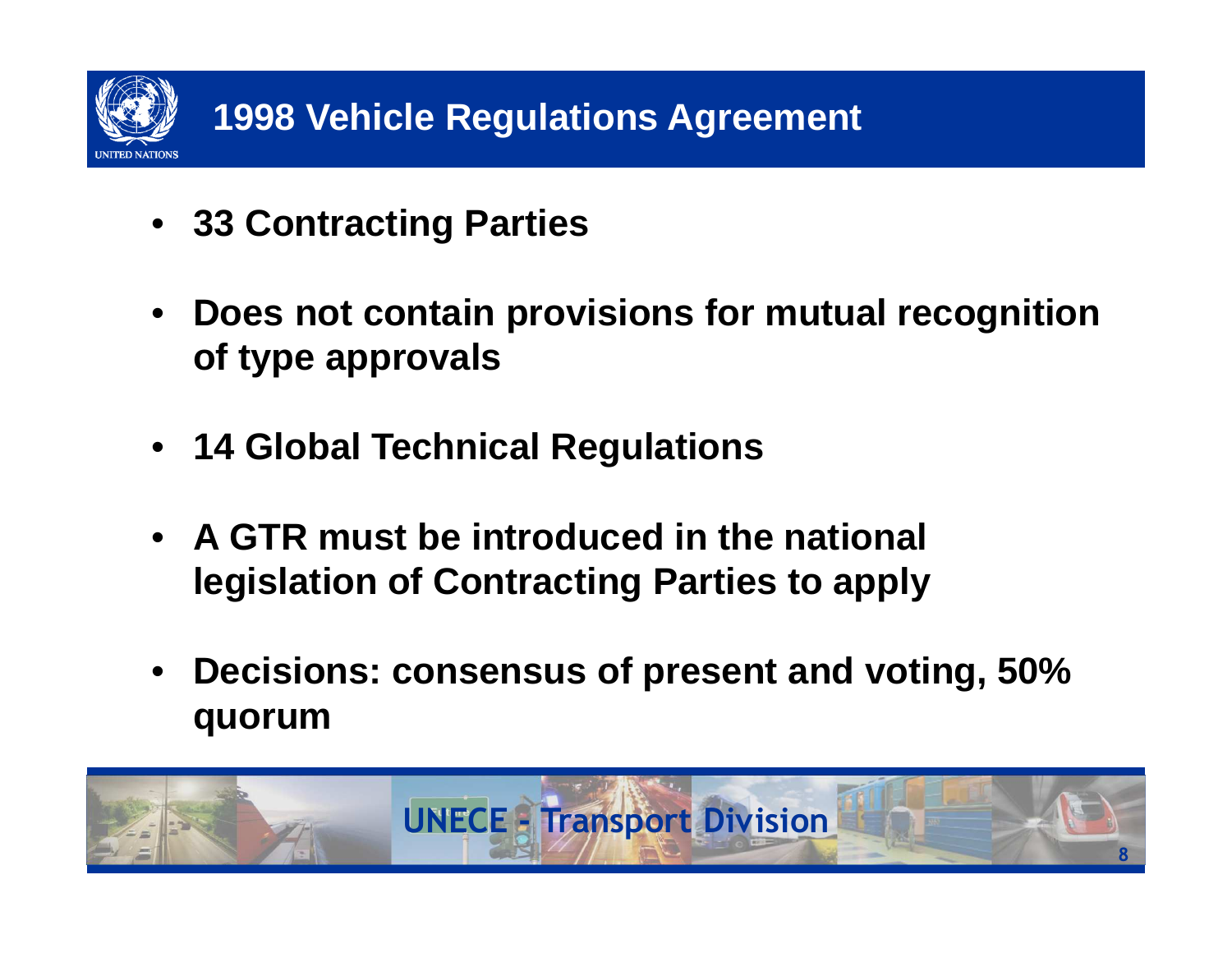# 1998 Vehicle Regulations Agreement

- **33 Contracting Parties**
- **Does not contain provisions for mutual recognition of type approvals**
- **14 Global Technical Regulations**
- **A GTR must be introduced in the national legislation of Contracting Parties to apply**
- **Decisions: consensus of present and voting, 50% quorum**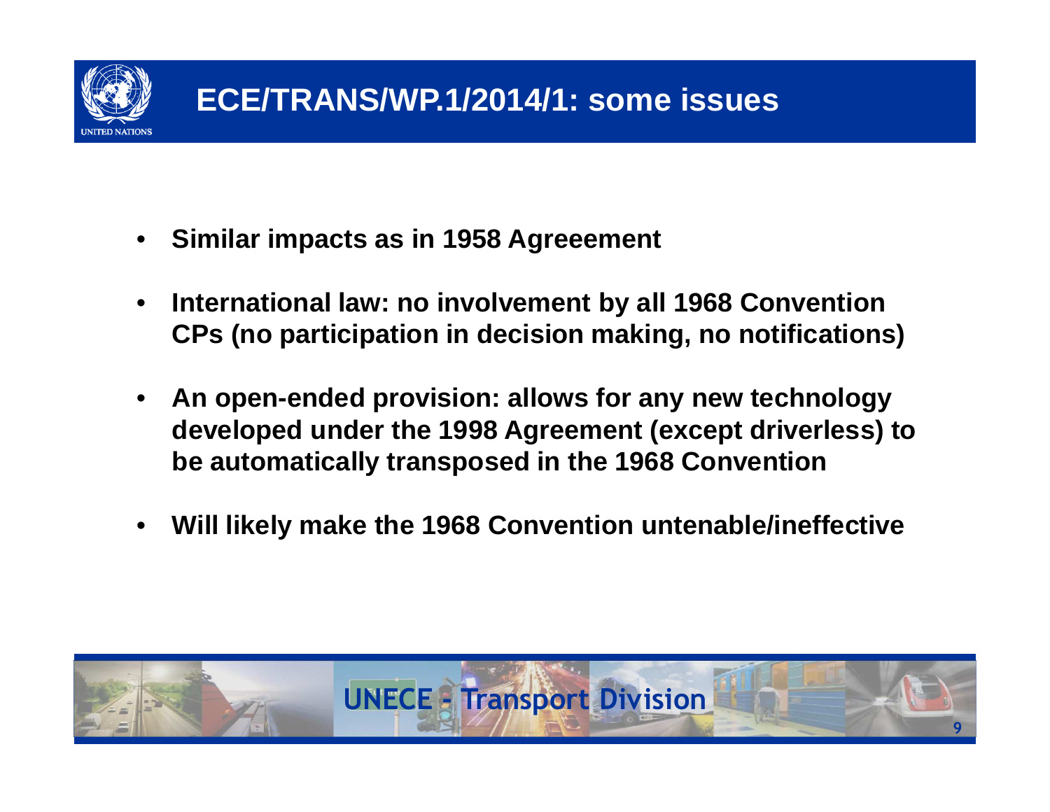# ECE/TRANS/WP.1/2014/1: some issues

- **Similar impacts as in 1958 Agreeement**
- **International law: no involvement by all 1968 Convention CPs (no participation in decision making, no notifications)**
- **An open-ended provision: allows for any new technology developed under the 1998 Agreement (except driverless) to be automatically transposed in the 1968 Convention**
- **Will likely make the 1968 Convention untenable/ineffective**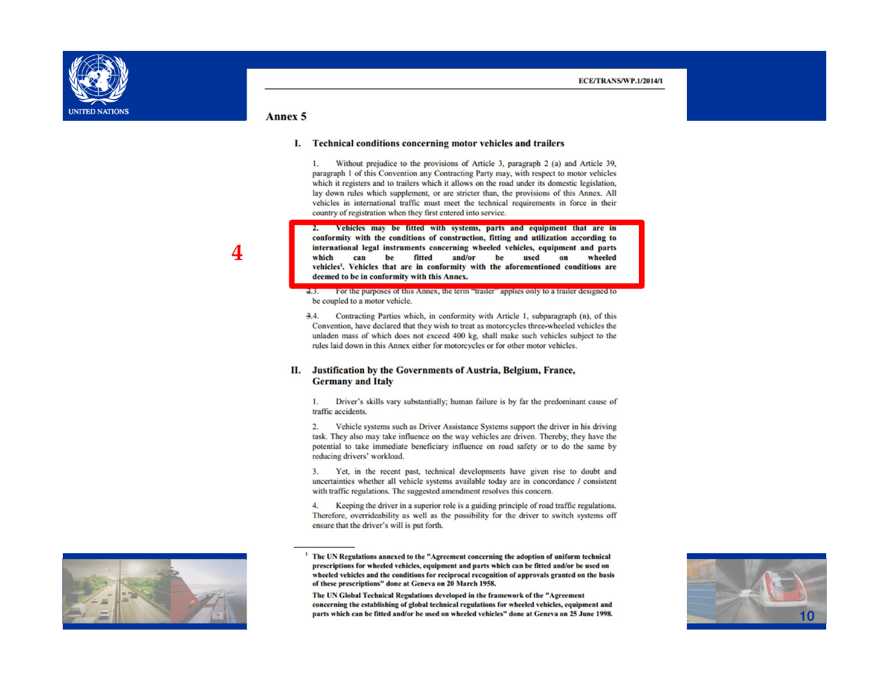ECE/TRANS/WP.1/2014/1

## Annex 5

### I. Technical conditions concerning motor vehicles and trailers

1. Without prejudice to the provisions of Article 3, paragraph 2 (a) and Article 39, paragraph 1 of this Convention any Contracting Party may, with respect to motor vehicles which it registers and to trailers which it allows on the road under its domestic legislation, lay down rules which supplement, or are stricter than, the provisions of this Annex. All vehicles in international traffic must meet the technical requirements in force in their country of registration when they first entered into service.

4

**2. Vehicles may be fitted with systems, parts and equipment that are in conformity with the conditions of construction, fitting and utilization according to international legal instruments concerning wheeled vehicles, equipment and parts which can be fitted and/or be used on wheeled vehicles[1]. Vehicles that are in conformity with the aforementioned conditions are deemed to be in conformity with this Annex.**

~~2.~~3. For the purposes of this Annex, the term "trailer" applies only to a trailer designed to be coupled to a motor vehicle.

~~3.~~4. Contracting Parties which, in conformity with Article 1, subparagraph (n), of this Convention, have declared that they wish to treat as motorcycles three-wheeled vehicles the unladen mass of which does not exceed 400 kg, shall make such vehicles subject to the rules laid down in this Annex either for motorcycles or for other motor vehicles.

### II. Justification by the Governments of Austria, Belgium, France, Germany and Italy

1. Driver's skills vary substantially; human failure is by far the predominant cause of traffic accidents.

2. Vehicle systems such as Driver Assistance Systems support the driver in his driving task. They also may take influence on the way vehicles are driven. Thereby, they have the potential to take immediate beneficiary influence on road safety or to do the same by reducing drivers' workload.

3. Yet, in the recent past, technical developments have given rise to doubt and uncertainties whether all vehicle systems available today are in concordance / consistent with traffic regulations. The suggested amendment resolves this concern.

4. Keeping the driver in a superior role is a guiding principle of road traffic regulations. Therefore, overrideability as well as the possibility for the driver to switch systems off ensure that the driver's will is put forth.

---

[1] **The UN Regulations annexed to the "Agreement concerning the adoption of uniform technical prescriptions for wheeled vehicles, equipment and parts which can be fitted and/or be used on wheeled vehicles and the conditions for reciprocal recognition of approvals granted on the basis of these prescriptions" done at Geneva on 20 March 1958.**

**The UN Global Technical Regulations developed in the framework of the "Agreement concerning the establishing of global technical regulations for wheeled vehicles, equipment and parts which can be fitted and/or be used on wheeled vehicles" done at Geneva on 25 June 1998.**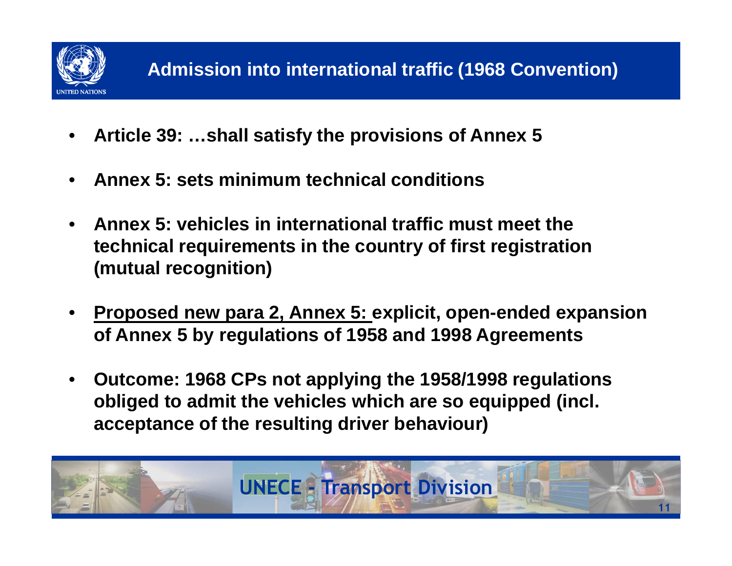# Admission into international traffic (1968 Convention)

- **Article 39: …shall satisfy the provisions of Annex 5**
- **Annex 5: sets minimum technical conditions**
- **Annex 5: vehicles in international traffic must meet the technical requirements in the country of first registration (mutual recognition)**
- **<u>Proposed new para 2, Annex 5:</u> explicit, open-ended expansion of Annex 5 by regulations of 1958 and 1998 Agreements**
- **Outcome: 1968 CPs not applying the 1958/1998 regulations obliged to admit the vehicles which are so equipped (incl. acceptance of the resulting driver behaviour)**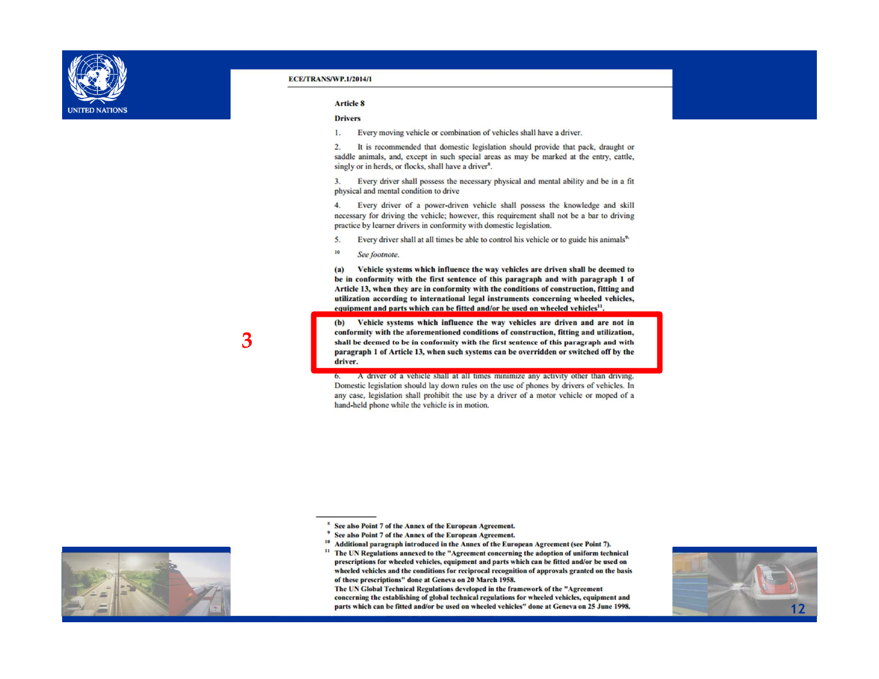ECE/TRANS/WP.1/2014/1

**Article 8**

**Drivers**

1. Every moving vehicle or combination of vehicles shall have a driver.

2. It is recommended that domestic legislation should provide that pack, draught or saddle animals, and, except in such special areas as may be marked at the entry, cattle, singly or in herds, or flocks, shall have a driver[8].

3. Every driver shall possess the necessary physical and mental ability and be in a fit physical and mental condition to drive

4. Every driver of a power-driven vehicle shall possess the knowledge and skill necessary for driving the vehicle; however, this requirement shall not be a bar to driving practice by learner drivers in conformity with domestic legislation.

5. Every driver shall at all times be able to control his vehicle or to guide his animals[9].

[10] *See footnote.*

**(a) Vehicle systems which influence the way vehicles are driven shall be deemed to be in conformity with the first sentence of this paragraph and with paragraph 1 of Article 13, when they are in conformity with the conditions of construction, fitting and utilization according to international legal instruments concerning wheeled vehicles, equipment and parts which can be fitted and/or be used on wheeled vehicles[11].**

3

**(b) Vehicle systems which influence the way vehicles are driven and are not in conformity with the aforementioned conditions of construction, fitting and utilization, shall be deemed to be in conformity with the first sentence of this paragraph and with paragraph 1 of Article 13, when such systems can be overridden or switched off by the driver.**

6. A driver of a vehicle shall at all times minimize any activity other than driving. Domestic legislation should lay down rules on the use of phones by drivers of vehicles. In any case, legislation shall prohibit the use by a driver of a motor vehicle or moped of a hand-held phone while the vehicle is in motion.

---

[8] See also Point 7 of the Annex of the European Agreement.

[9] See also Point 7 of the Annex of the European Agreement.

[10] Additional paragraph introduced in the Annex of the European Agreement (see Point 7).

[11] The UN Regulations annexed to the "Agreement concerning the adoption of uniform technical prescriptions for wheeled vehicles, equipment and parts which can be fitted and/or be used on wheeled vehicles and the conditions for reciprocal recognition of approvals granted on the basis of these prescriptions" done at Geneva on 20 March 1958.
The UN Global Technical Regulations developed in the framework of the "Agreement concerning the establishing of global technical regulations for wheeled vehicles, equipment and parts which can be fitted and/or be used on wheeled vehicles" done at Geneva on 25 June 1998.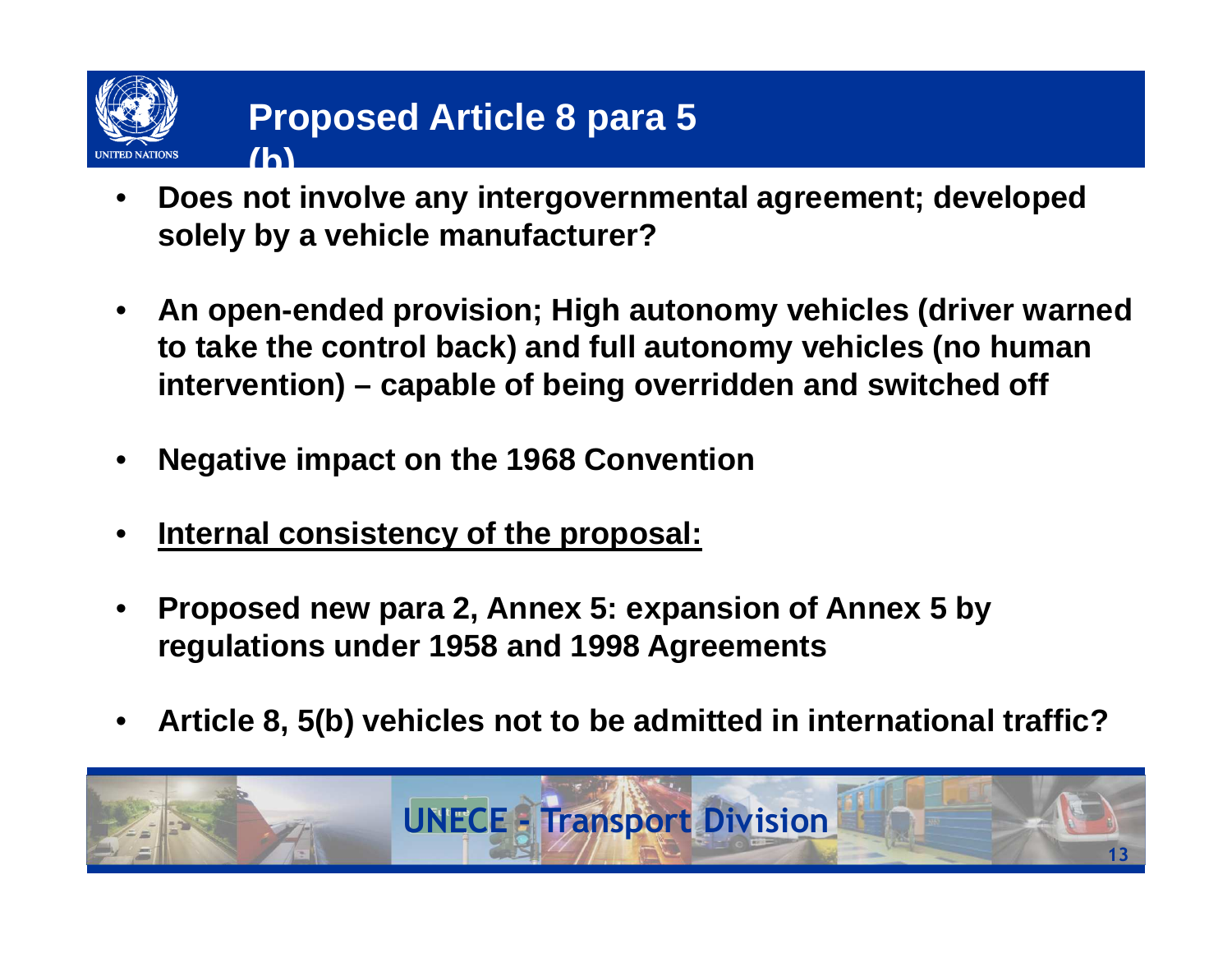# Proposed Article 8 para 5 (b)

- **Does not involve any intergovernmental agreement; developed solely by a vehicle manufacturer?**
- **An open-ended provision; High autonomy vehicles (driver warned to take the control back) and full autonomy vehicles (no human intervention) – capable of being overridden and switched off**
- **Negative impact on the 1968 Convention**
- **<u>Internal consistency of the proposal:</u>**
- **Proposed new para 2, Annex 5: expansion of Annex 5 by regulations under 1958 and 1998 Agreements**
- **Article 8, 5(b) vehicles not to be admitted in international traffic?**